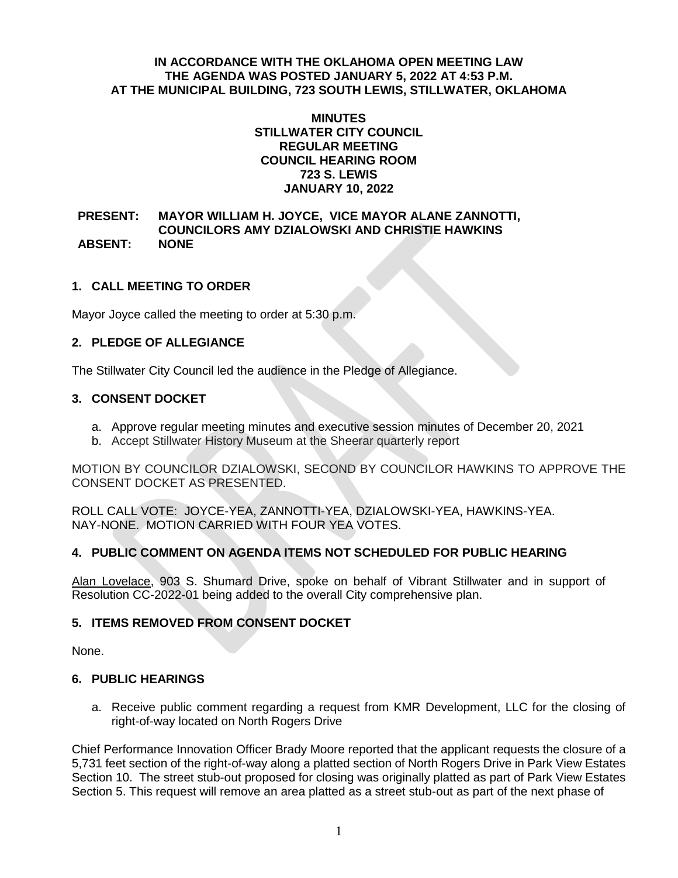**IN ACCORDANCE WITH THE OKLAHOMA OPEN MEETING LAW**
**THE AGENDA WAS POSTED JANUARY 5, 2022 AT 4:53 P.M.**
**AT THE MUNICIPAL BUILDING, 723 SOUTH LEWIS, STILLWATER, OKLAHOMA**

**MINUTES**
**STILLWATER CITY COUNCIL**
**REGULAR MEETING**
**COUNCIL HEARING ROOM**
**723 S. LEWIS**
**JANUARY 10, 2022**

**PRESENT:** **MAYOR WILLIAM H. JOYCE, VICE MAYOR ALANE ZANNOTTI, COUNCILORS AMY DZIALOWSKI AND CHRISTIE HAWKINS**
**ABSENT:** **NONE**

## 1. CALL MEETING TO ORDER

Mayor Joyce called the meeting to order at 5:30 p.m.

## 2. PLEDGE OF ALLEGIANCE

The Stillwater City Council led the audience in the Pledge of Allegiance.

## 3. CONSENT DOCKET

a. Approve regular meeting minutes and executive session minutes of December 20, 2021
b. Accept Stillwater History Museum at the Sheerar quarterly report

MOTION BY COUNCILOR DZIALOWSKI, SECOND BY COUNCILOR HAWKINS TO APPROVE THE CONSENT DOCKET AS PRESENTED.

ROLL CALL VOTE: JOYCE-YEA, ZANNOTTI-YEA, DZIALOWSKI-YEA, HAWKINS-YEA. NAY-NONE. MOTION CARRIED WITH FOUR YEA VOTES.

## 4. PUBLIC COMMENT ON AGENDA ITEMS NOT SCHEDULED FOR PUBLIC HEARING

Alan Lovelace, 903 S. Shumard Drive, spoke on behalf of Vibrant Stillwater and in support of Resolution CC-2022-01 being added to the overall City comprehensive plan.

## 5. ITEMS REMOVED FROM CONSENT DOCKET

None.

## 6. PUBLIC HEARINGS

a. Receive public comment regarding a request from KMR Development, LLC for the closing of right-of-way located on North Rogers Drive

Chief Performance Innovation Officer Brady Moore reported that the applicant requests the closure of a 5,731 feet section of the right-of-way along a platted section of North Rogers Drive in Park View Estates Section 10. The street stub-out proposed for closing was originally platted as part of Park View Estates Section 5. This request will remove an area platted as a street stub-out as part of the next phase of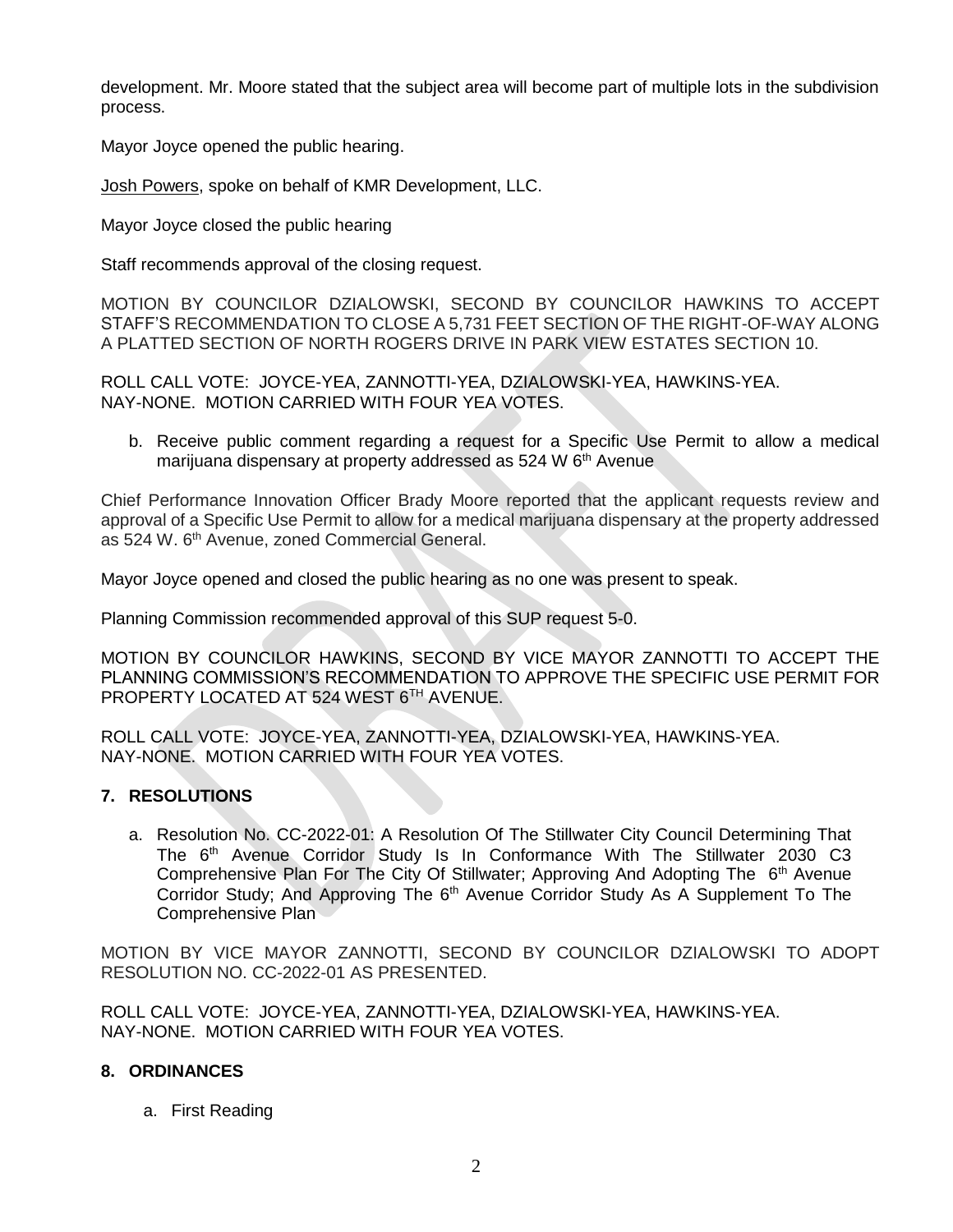development. Mr. Moore stated that the subject area will become part of multiple lots in the subdivision process.

Mayor Joyce opened the public hearing.

Josh Powers, spoke on behalf of KMR Development, LLC.

Mayor Joyce closed the public hearing

Staff recommends approval of the closing request.

MOTION BY COUNCILOR DZIALOWSKI, SECOND BY COUNCILOR HAWKINS TO ACCEPT STAFF'S RECOMMENDATION TO CLOSE A 5,731 FEET SECTION OF THE RIGHT-OF-WAY ALONG A PLATTED SECTION OF NORTH ROGERS DRIVE IN PARK VIEW ESTATES SECTION 10.

ROLL CALL VOTE: JOYCE-YEA, ZANNOTTI-YEA, DZIALOWSKI-YEA, HAWKINS-YEA.
NAY-NONE. MOTION CARRIED WITH FOUR YEA VOTES.

b. Receive public comment regarding a request for a Specific Use Permit to allow a medical marijuana dispensary at property addressed as 524 W 6th Avenue

Chief Performance Innovation Officer Brady Moore reported that the applicant requests review and approval of a Specific Use Permit to allow for a medical marijuana dispensary at the property addressed as 524 W. 6th Avenue, zoned Commercial General.

Mayor Joyce opened and closed the public hearing as no one was present to speak.

Planning Commission recommended approval of this SUP request 5-0.

MOTION BY COUNCILOR HAWKINS, SECOND BY VICE MAYOR ZANNOTTI TO ACCEPT THE PLANNING COMMISSION'S RECOMMENDATION TO APPROVE THE SPECIFIC USE PERMIT FOR PROPERTY LOCATED AT 524 WEST 6TH AVENUE.

ROLL CALL VOTE: JOYCE-YEA, ZANNOTTI-YEA, DZIALOWSKI-YEA, HAWKINS-YEA.
NAY-NONE. MOTION CARRIED WITH FOUR YEA VOTES.

## 7. RESOLUTIONS

a. Resolution No. CC-2022-01: A Resolution Of The Stillwater City Council Determining That The 6th Avenue Corridor Study Is In Conformance With The Stillwater 2030 C3 Comprehensive Plan For The City Of Stillwater; Approving And Adopting The 6th Avenue Corridor Study; And Approving The 6th Avenue Corridor Study As A Supplement To The Comprehensive Plan

MOTION BY VICE MAYOR ZANNOTTI, SECOND BY COUNCILOR DZIALOWSKI TO ADOPT RESOLUTION NO. CC-2022-01 AS PRESENTED.

ROLL CALL VOTE: JOYCE-YEA, ZANNOTTI-YEA, DZIALOWSKI-YEA, HAWKINS-YEA.
NAY-NONE. MOTION CARRIED WITH FOUR YEA VOTES.

## 8. ORDINANCES

a. First Reading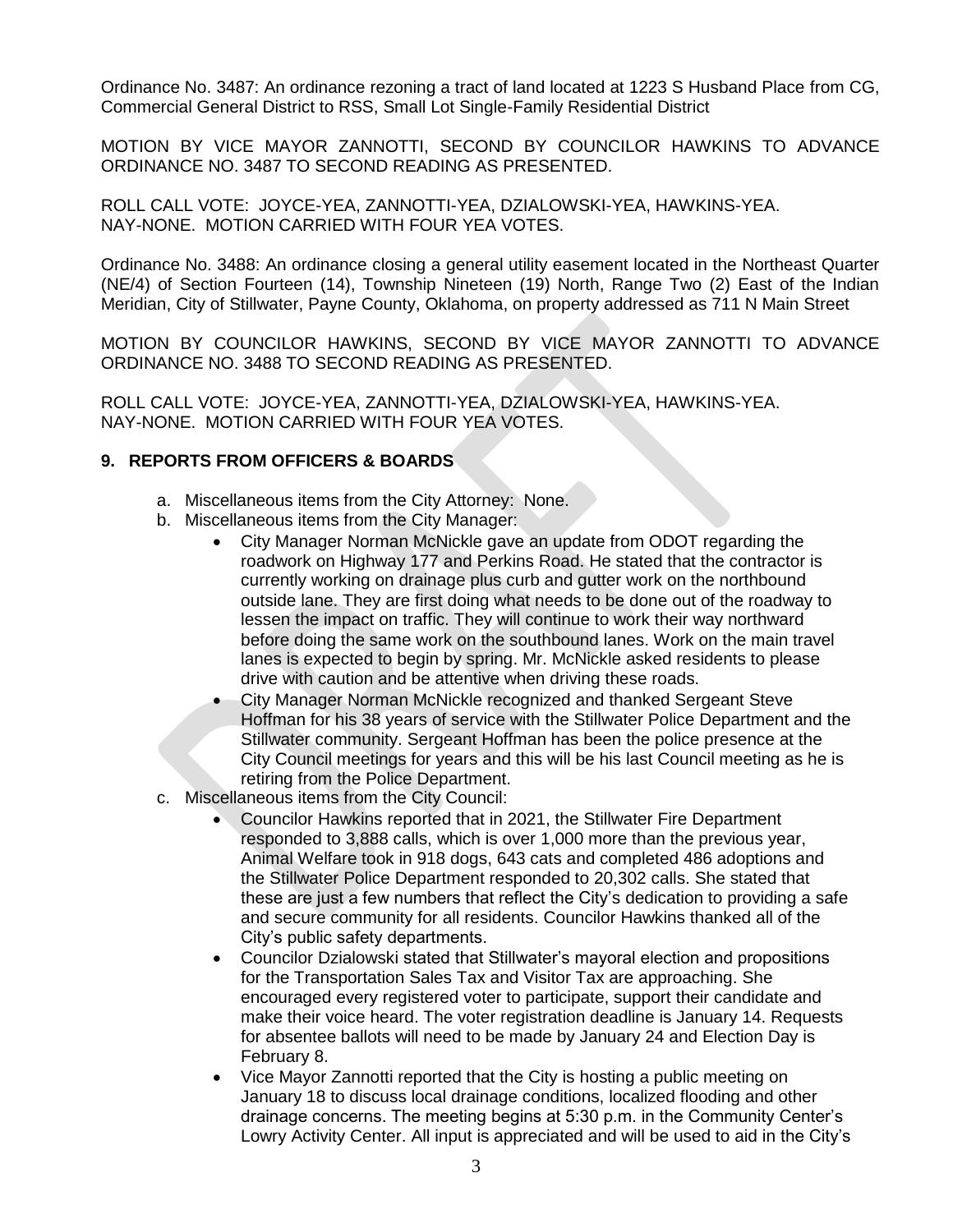Ordinance No. 3487: An ordinance rezoning a tract of land located at 1223 S Husband Place from CG, Commercial General District to RSS, Small Lot Single-Family Residential District

MOTION BY VICE MAYOR ZANNOTTI, SECOND BY COUNCILOR HAWKINS TO ADVANCE ORDINANCE NO. 3487 TO SECOND READING AS PRESENTED.

ROLL CALL VOTE: JOYCE-YEA, ZANNOTTI-YEA, DZIALOWSKI-YEA, HAWKINS-YEA. NAY-NONE. MOTION CARRIED WITH FOUR YEA VOTES.

Ordinance No. 3488: An ordinance closing a general utility easement located in the Northeast Quarter (NE/4) of Section Fourteen (14), Township Nineteen (19) North, Range Two (2) East of the Indian Meridian, City of Stillwater, Payne County, Oklahoma, on property addressed as 711 N Main Street

MOTION BY COUNCILOR HAWKINS, SECOND BY VICE MAYOR ZANNOTTI TO ADVANCE ORDINANCE NO. 3488 TO SECOND READING AS PRESENTED.

ROLL CALL VOTE: JOYCE-YEA, ZANNOTTI-YEA, DZIALOWSKI-YEA, HAWKINS-YEA. NAY-NONE. MOTION CARRIED WITH FOUR YEA VOTES.

## 9. REPORTS FROM OFFICERS & BOARDS

a. Miscellaneous items from the City Attorney: None.
b. Miscellaneous items from the City Manager:
   - City Manager Norman McNickle gave an update from ODOT regarding the roadwork on Highway 177 and Perkins Road. He stated that the contractor is currently working on drainage plus curb and gutter work on the northbound outside lane. They are first doing what needs to be done out of the roadway to lessen the impact on traffic. They will continue to work their way northward before doing the same work on the southbound lanes. Work on the main travel lanes is expected to begin by spring. Mr. McNickle asked residents to please drive with caution and be attentive when driving these roads.
   - City Manager Norman McNickle recognized and thanked Sergeant Steve Hoffman for his 38 years of service with the Stillwater Police Department and the Stillwater community. Sergeant Hoffman has been the police presence at the City Council meetings for years and this will be his last Council meeting as he is retiring from the Police Department.
c. Miscellaneous items from the City Council:
   - Councilor Hawkins reported that in 2021, the Stillwater Fire Department responded to 3,888 calls, which is over 1,000 more than the previous year, Animal Welfare took in 918 dogs, 643 cats and completed 486 adoptions and the Stillwater Police Department responded to 20,302 calls. She stated that these are just a few numbers that reflect the City's dedication to providing a safe and secure community for all residents. Councilor Hawkins thanked all of the City's public safety departments.
   - Councilor Dzialowski stated that Stillwater's mayoral election and propositions for the Transportation Sales Tax and Visitor Tax are approaching. She encouraged every registered voter to participate, support their candidate and make their voice heard. The voter registration deadline is January 14. Requests for absentee ballots will need to be made by January 24 and Election Day is February 8.
   - Vice Mayor Zannotti reported that the City is hosting a public meeting on January 18 to discuss local drainage conditions, localized flooding and other drainage concerns. The meeting begins at 5:30 p.m. in the Community Center's Lowry Activity Center. All input is appreciated and will be used to aid in the City's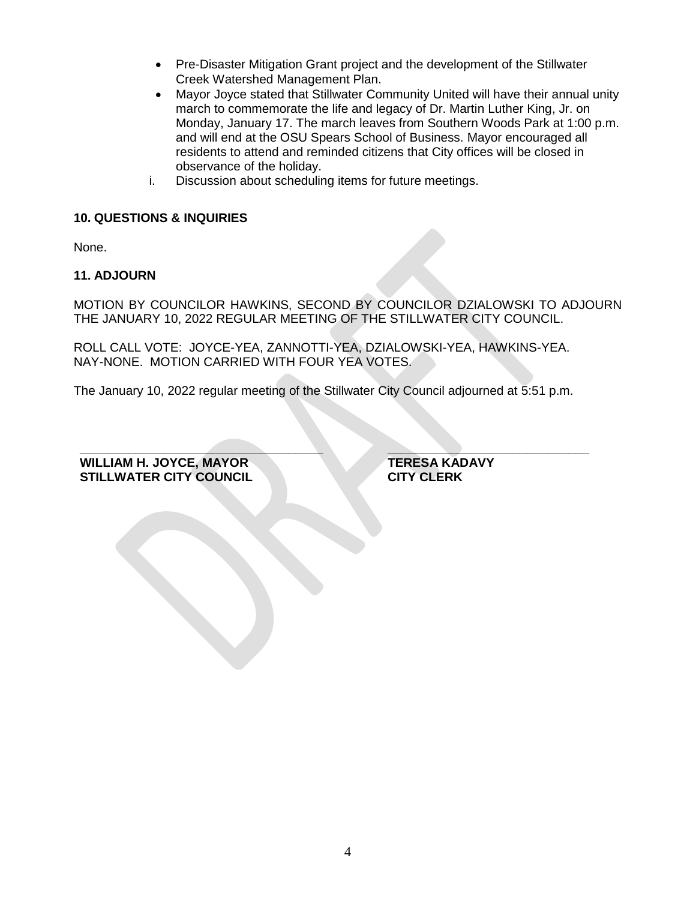- Pre-Disaster Mitigation Grant project and the development of the Stillwater Creek Watershed Management Plan.
- Mayor Joyce stated that Stillwater Community United will have their annual unity march to commemorate the life and legacy of Dr. Martin Luther King, Jr. on Monday, January 17. The march leaves from Southern Woods Park at 1:00 p.m. and will end at the OSU Spears School of Business. Mayor encouraged all residents to attend and reminded citizens that City offices will be closed in observance of the holiday.

i. Discussion about scheduling items for future meetings.

**10. QUESTIONS & INQUIRIES**

None.

**11. ADJOURN**

MOTION BY COUNCILOR HAWKINS, SECOND BY COUNCILOR DZIALOWSKI TO ADJOURN THE JANUARY 10, 2022 REGULAR MEETING OF THE STILLWATER CITY COUNCIL.

ROLL CALL VOTE: JOYCE-YEA, ZANNOTTI-YEA, DZIALOWSKI-YEA, HAWKINS-YEA. NAY-NONE. MOTION CARRIED WITH FOUR YEA VOTES.

The January 10, 2022 regular meeting of the Stillwater City Council adjourned at 5:51 p.m.

DRAFT

| | |
|---|---|
| _______________________________ | _______________________________ |
| **WILLIAM H. JOYCE, MAYOR** | **TERESA KADAVY** |
| **STILLWATER CITY COUNCIL** | **CITY CLERK** |